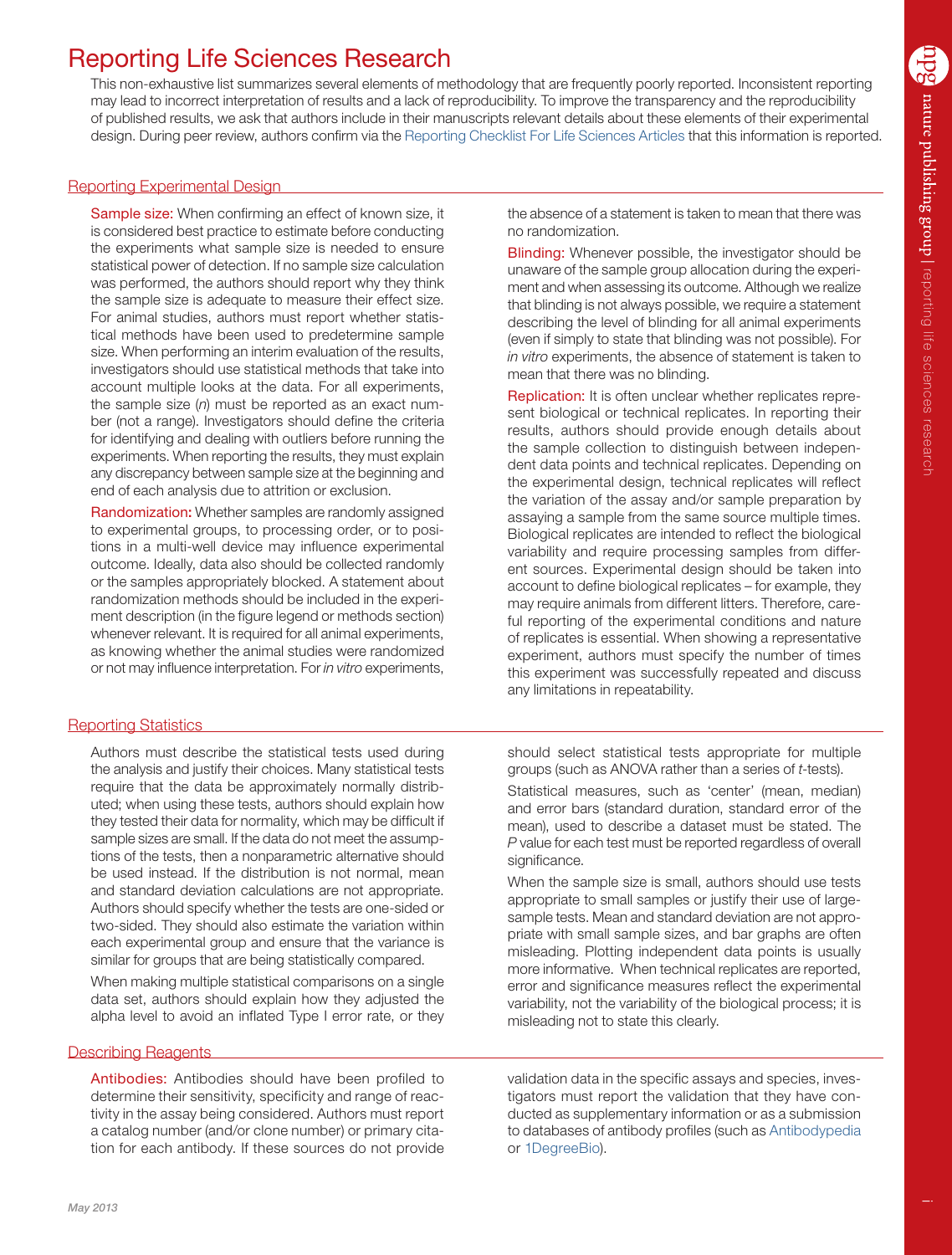# Reporting Life Sciences Research

This non-exhaustive list summarizes several elements of methodology that are frequently poorly reported. Inconsistent reporting may lead to incorrect interpretation of results and a lack of reproducibility. To improve the transparency and the reproducibility of published results, we ask that authors include in their manuscripts relevant details about these elements of their experimental design. During peer review, authors confirm via the Reporting Checklist For Life Sciences Articles that this information is reported.

## Reporting Experimental Design

**Sample size:** When confirming an effect of known size, it is considered best practice to estimate before conducting the experiments what sample size is needed to ensure statistical power of detection. If no sample size calculation was performed, the authors should report why they think the sample size is adequate to measure their effect size. For animal studies, authors must report whether statistical methods have been used to predetermine sample size. When performing an interim evaluation of the results, investigators should use statistical methods that take into account multiple looks at the data. For all experiments, the sample size (*n*) must be reported as an exact number (not a range). Investigators should define the criteria for identifying and dealing with outliers before running the experiments. When reporting the results, they must explain any discrepancy between sample size at the beginning and end of each analysis due to attrition or exclusion.

**Randomization:** Whether samples are randomly assigned to experimental groups, to processing order, or to positions in a multi-well device may influence experimental outcome. Ideally, data also should be collected randomly or the samples appropriately blocked. A statement about randomization methods should be included in the experiment description (in the figure legend or methods section) whenever relevant. It is required for all animal experiments, as knowing whether the animal studies were randomized or not may influence interpretation. For *in vitro* experiments, the absence of a statement is taken to mean that there was no randomization.

**Blinding:** Whenever possible, the investigator should be unaware of the sample group allocation during the experiment and when assessing its outcome. Although we realize that blinding is not always possible, we require a statement describing the level of blinding for all animal experiments (even if simply to state that blinding was not possible). For *in vitro* experiments, the absence of statement is taken to mean that there was no blinding.

**Replication:** It is often unclear whether replicates represent biological or technical replicates. In reporting their results, authors should provide enough details about the sample collection to distinguish between independent data points and technical replicates. Depending on the experimental design, technical replicates will reflect the variation of the assay and/or sample preparation by assaying a sample from the same source multiple times. Biological replicates are intended to reflect the biological variability and require processing samples from different sources. Experimental design should be taken into account to define biological replicates – for example, they may require animals from different litters. Therefore, careful reporting of the experimental conditions and nature of replicates is essential. When showing a representative experiment, authors must specify the number of times this experiment was successfully repeated and discuss any limitations in repeatability.

## Reporting Statistics

Authors must describe the statistical tests used during the analysis and justify their choices. Many statistical tests require that the data be approximately normally distributed; when using these tests, authors should explain how they tested their data for normality, which may be difficult if sample sizes are small. If the data do not meet the assumptions of the tests, then a nonparametric alternative should be used instead. If the distribution is not normal, mean and standard deviation calculations are not appropriate. Authors should specify whether the tests are one-sided or two-sided. They should also estimate the variation within each experimental group and ensure that the variance is similar for groups that are being statistically compared.

When making multiple statistical comparisons on a single data set, authors should explain how they adjusted the alpha level to avoid an inflated Type I error rate, or they should select statistical tests appropriate for multiple groups (such as ANOVA rather than a series of *t*-tests).

Statistical measures, such as 'center' (mean, median) and error bars (standard duration, standard error of the mean), used to describe a dataset must be stated. The *P* value for each test must be reported regardless of overall significance.

When the sample size is small, authors should use tests appropriate to small samples or justify their use of large-sample tests. Mean and standard deviation are not appropriate with small sample sizes, and bar graphs are often misleading. Plotting independent data points is usually more informative. When technical replicates are reported, error and significance measures reflect the experimental variability, not the variability of the biological process; it is misleading not to state this clearly.

## Describing Reagents

**Antibodies:** Antibodies should have been profiled to determine their sensitivity, specificity and range of reactivity in the assay being considered. Authors must report a catalog number (and/or clone number) or primary citation for each antibody. If these sources do not provide validation data in the specific assays and species, investigators must report the validation that they have conducted as supplementary information or as a submission to databases of antibody profiles (such as Antibodypedia or 1DegreeBio).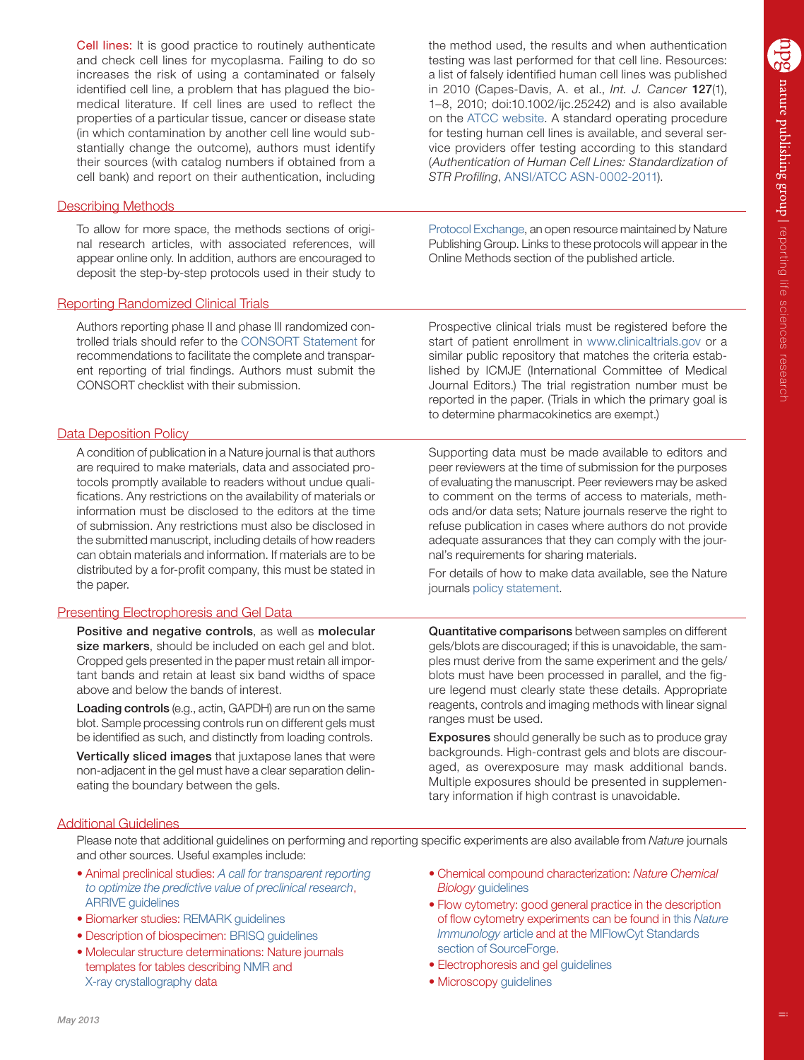**Cell lines:** It is good practice to routinely authenticate and check cell lines for mycoplasma. Failing to do so increases the risk of using a contaminated or falsely identified cell line, a problem that has plagued the biomedical literature. If cell lines are used to reflect the properties of a particular tissue, cancer or disease state (in which contamination by another cell line would substantially change the outcome), authors must identify their sources (with catalog numbers if obtained from a cell bank) and report on their authentication, including the method used, the results and when authentication testing was last performed for that cell line. Resources: a list of falsely identified human cell lines was published in 2010 (Capes-Davis, A. et al., *Int. J. Cancer* **127**(1), 1–8, 2010; doi:10.1002/ijc.25242) and is also available on the ATCC website. A standard operating procedure for testing human cell lines is available, and several service providers offer testing according to this standard (*Authentication of Human Cell Lines: Standardization of STR Profiling*, ANSI/ATCC ASN-0002-2011).

## Describing Methods

To allow for more space, the methods sections of original research articles, with associated references, will appear online only. In addition, authors are encouraged to deposit the step-by-step protocols used in their study to Protocol Exchange, an open resource maintained by Nature Publishing Group. Links to these protocols will appear in the Online Methods section of the published article.

## Reporting Randomized Clinical Trials

Authors reporting phase II and phase III randomized controlled trials should refer to the CONSORT Statement for recommendations to facilitate the complete and transparent reporting of trial findings. Authors must submit the CONSORT checklist with their submission.

Prospective clinical trials must be registered before the start of patient enrollment in www.clinicaltrials.gov or a similar public repository that matches the criteria established by ICMJE (International Committee of Medical Journal Editors.) The trial registration number must be reported in the paper. (Trials in which the primary goal is to determine pharmacokinetics are exempt.)

## Data Deposition Policy

A condition of publication in a Nature journal is that authors are required to make materials, data and associated protocols promptly available to readers without undue qualifications. Any restrictions on the availability of materials or information must be disclosed to the editors at the time of submission. Any restrictions must also be disclosed in the submitted manuscript, including details of how readers can obtain materials and information. If materials are to be distributed by a for-profit company, this must be stated in the paper.

Supporting data must be made available to editors and peer reviewers at the time of submission for the purposes of evaluating the manuscript. Peer reviewers may be asked to comment on the terms of access to materials, methods and/or data sets; Nature journals reserve the right to refuse publication in cases where authors do not provide adequate assurances that they can comply with the journal's requirements for sharing materials.

For details of how to make data available, see the Nature journals policy statement.

## Presenting Electrophoresis and Gel Data

**Positive and negative controls**, as well as **molecular size markers**, should be included on each gel and blot. Cropped gels presented in the paper must retain all important bands and retain at least six band widths of space above and below the bands of interest.

**Loading controls** (e.g., actin, GAPDH) are run on the same blot. Sample processing controls run on different gels must be identified as such, and distinctly from loading controls.

**Vertically sliced images** that juxtapose lanes that were non-adjacent in the gel must have a clear separation delineating the boundary between the gels.

**Quantitative comparisons** between samples on different gels/blots are discouraged; if this is unavoidable, the samples must derive from the same experiment and the gels/blots must have been processed in parallel, and the figure legend must clearly state these details. Appropriate reagents, controls and imaging methods with linear signal ranges must be used.

**Exposures** should generally be such as to produce gray backgrounds. High-contrast gels and blots are discouraged, as overexposure may mask additional bands. Multiple exposures should be presented in supplementary information if high contrast is unavoidable.

## Additional Guidelines

Please note that additional guidelines on performing and reporting specific experiments are also available from *Nature* journals and other sources. Useful examples include:

- Animal preclinical studies: *A call for transparent reporting to optimize the predictive value of preclinical research*, ARRIVE guidelines
- Biomarker studies: REMARK guidelines
- Description of biospecimen: BRISQ guidelines
- Molecular structure determinations: Nature journals templates for tables describing NMR and X-ray crystallography data
- Chemical compound characterization: *Nature Chemical Biology* guidelines
- Flow cytometry: good general practice in the description of flow cytometry experiments can be found in this *Nature Immunology* article and at the MIFlowCyt Standards section of SourceForge.
- Electrophoresis and gel guidelines
- Microscopy guidelines

*May 2013*